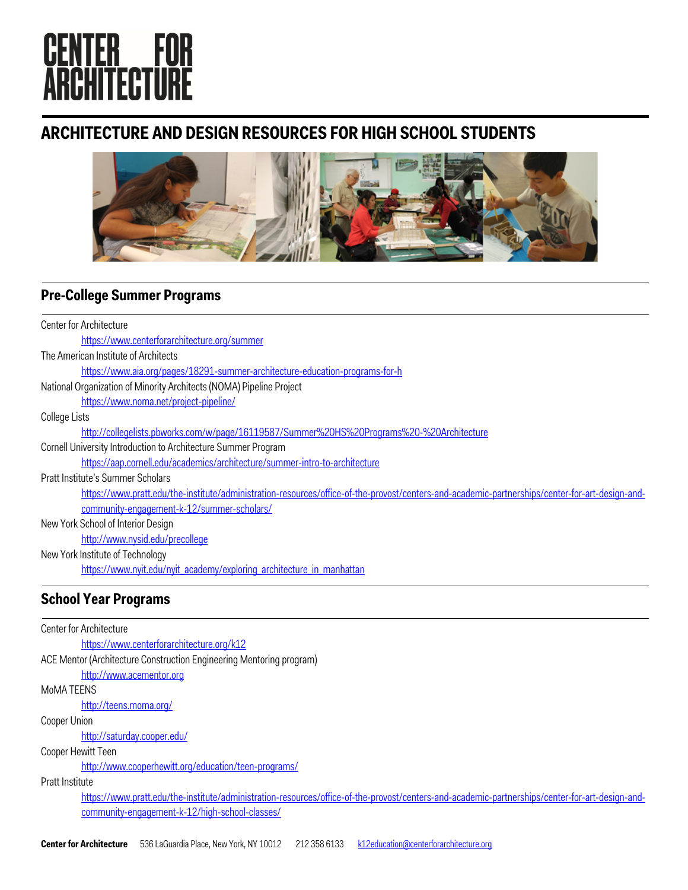# CENTER FOR ARCHITECTURE

## ARCHITECTURE AND DESIGN RESOURCES FOR HIGH SCHOOL STUDENTS

### Pre-College Summer Programs

Center for Architecture
- https://www.centerforarchitecture.org/summer

The American Institute of Architects
- https://www.aia.org/pages/18291-summer-architecture-education-programs-for-h

National Organization of Minority Architects (NOMA) Pipeline Project
- https://www.noma.net/project-pipeline/

College Lists
- http://collegelists.pbworks.com/w/page/16119587/Summer%20HS%20Programs%20-%20Architecture

Cornell University Introduction to Architecture Summer Program
- https://aap.cornell.edu/academics/architecture/summer-intro-to-architecture

Pratt Institute's Summer Scholars
- https://www.pratt.edu/the-institute/administration-resources/office-of-the-provost/centers-and-academic-partnerships/center-for-art-design-and-community-engagement-k-12/summer-scholars/

New York School of Interior Design
- http://www.nysid.edu/precollege

New York Institute of Technology
- https://www.nyit.edu/nyit_academy/exploring_architecture_in_manhattan

### School Year Programs

Center for Architecture
- https://www.centerforarchitecture.org/k12

ACE Mentor (Architecture Construction Engineering Mentoring program)
- http://www.acementor.org

MoMA TEENS
- http://teens.moma.org/

Cooper Union
- http://saturday.cooper.edu/

Cooper Hewitt Teen
- http://www.cooperhewitt.org/education/teen-programs/

Pratt Institute
- https://www.pratt.edu/the-institute/administration-resources/office-of-the-provost/centers-and-academic-partnerships/center-for-art-design-and-community-engagement-k-12/high-school-classes/

**Center for Architecture** 536 LaGuardia Place, New York, NY 10012 212 358 6133 k12education@centerforarchitecture.org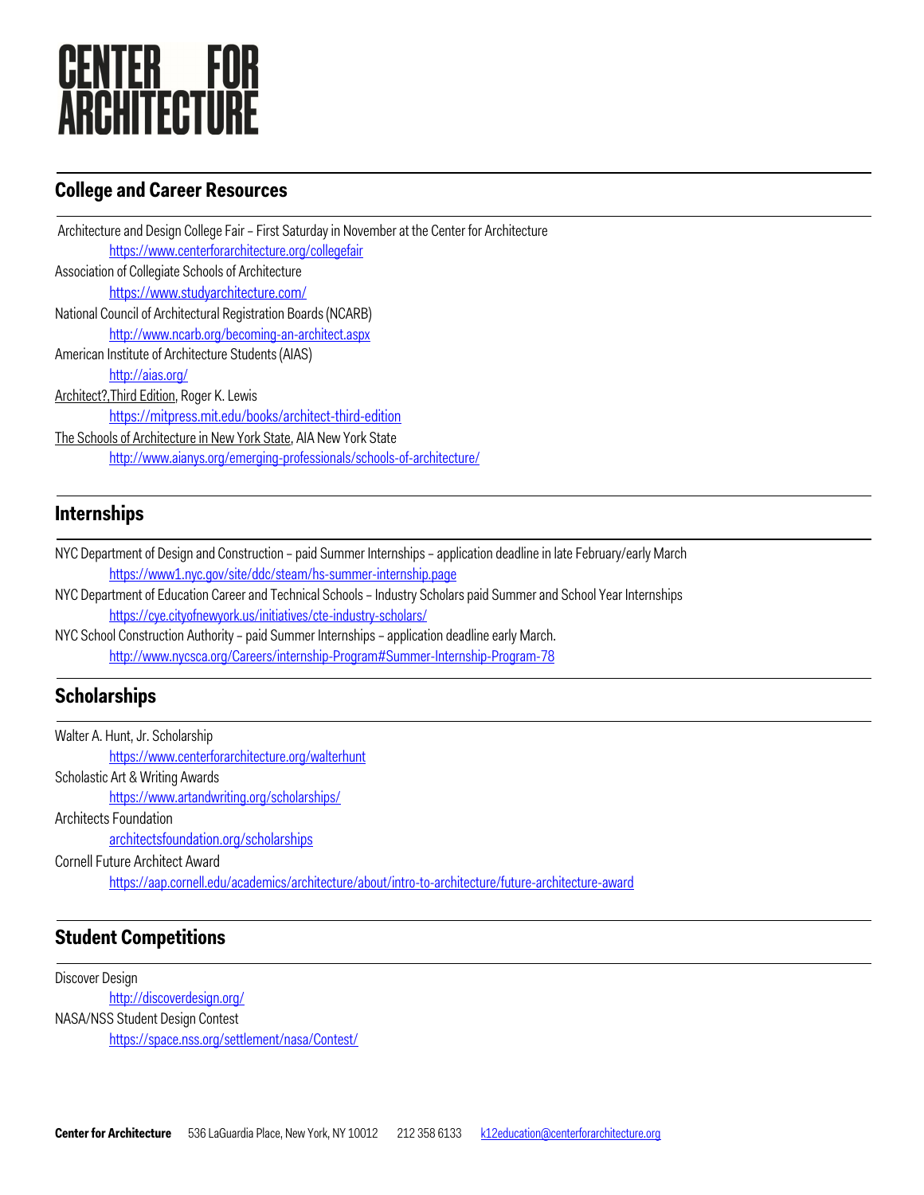# CENTER FOR ARCHITECTURE

## College and Career Resources

Architecture and Design College Fair – First Saturday in November at the Center for Architecture
 https://www.centerforarchitecture.org/collegefair

Association of Collegiate Schools of Architecture
 https://www.studyarchitecture.com/

National Council of Architectural Registration Boards (NCARB)
 http://www.ncarb.org/becoming-an-architect.aspx

American Institute of Architecture Students (AIAS)
 http://aias.org/

Architect?,Third Edition, Roger K. Lewis
 https://mitpress.mit.edu/books/architect-third-edition

The Schools of Architecture in New York State, AIA New York State
 http://www.aianys.org/emerging-professionals/schools-of-architecture/

## Internships

NYC Department of Design and Construction – paid Summer Internships – application deadline in late February/early March
 https://www1.nyc.gov/site/ddc/steam/hs-summer-internship.page

NYC Department of Education Career and Technical Schools – Industry Scholars paid Summer and School Year Internships
 https://cye.cityofnewyork.us/initiatives/cte-industry-scholars/

NYC School Construction Authority – paid Summer Internships – application deadline early March.
 http://www.nycsca.org/Careers/internship-Program#Summer-Internship-Program-78

## Scholarships

Walter A. Hunt, Jr. Scholarship
 https://www.centerforarchitecture.org/walterhunt

Scholastic Art & Writing Awards
 https://www.artandwriting.org/scholarships/

Architects Foundation
 architectsfoundation.org/scholarships

Cornell Future Architect Award
 https://aap.cornell.edu/academics/architecture/about/intro-to-architecture/future-architecture-award

## Student Competitions

Discover Design
 http://discoverdesign.org/

NASA/NSS Student Design Contest
 https://space.nss.org/settlement/nasa/Contest/

**Center for Architecture** 536 LaGuardia Place, New York, NY 10012 212 358 6133 k12education@centerforarchitecture.org